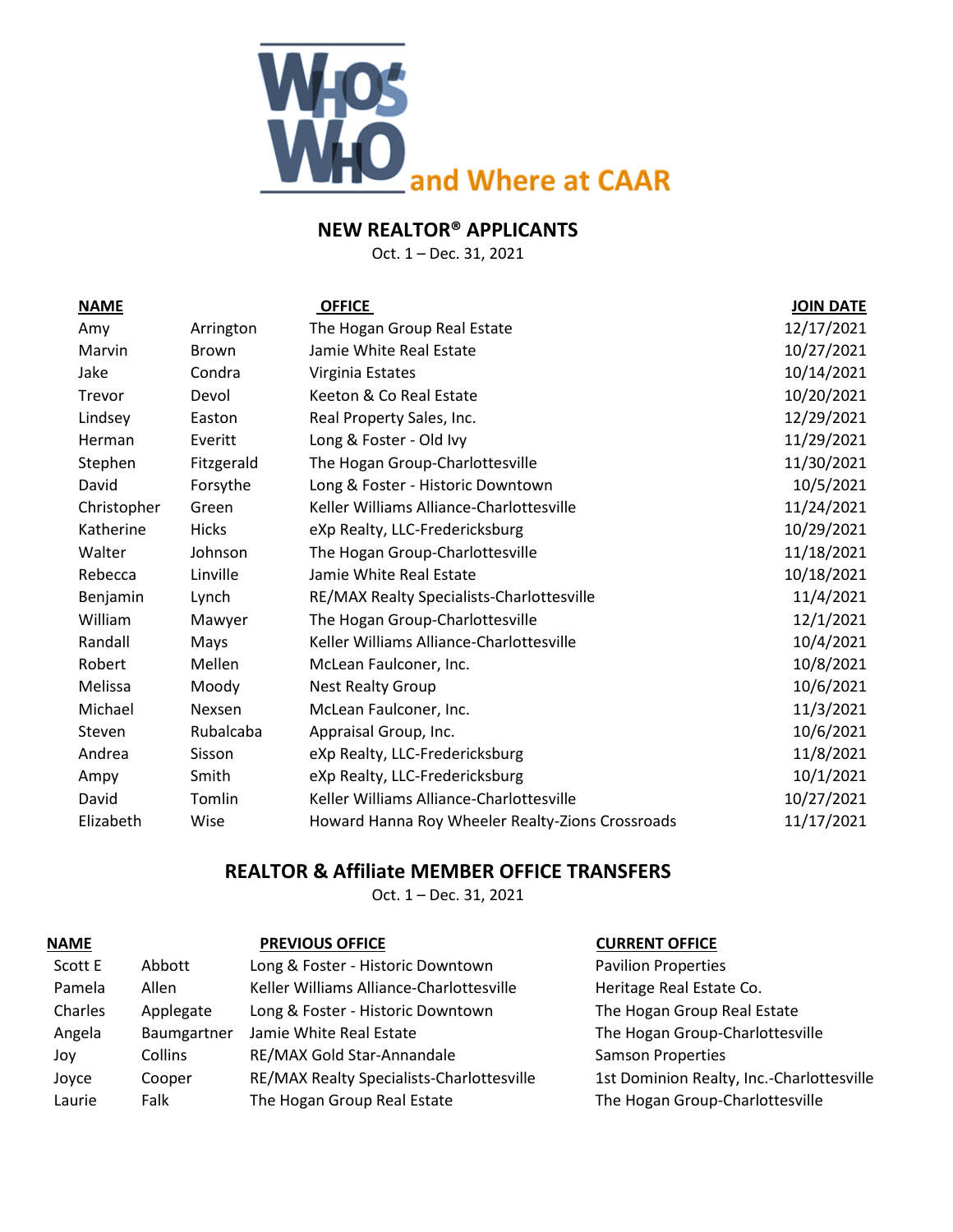# WHO'S WHO and Where at CAAR

## NEW REALTOR® APPLICANTS

Oct. 1 – Dec. 31, 2021

| NAME | | OFFICE | JOIN DATE |
|---|---|---|---|
| Amy | Arrington | The Hogan Group Real Estate | 12/17/2021 |
| Marvin | Brown | Jamie White Real Estate | 10/27/2021 |
| Jake | Condra | Virginia Estates | 10/14/2021 |
| Trevor | Devol | Keeton & Co Real Estate | 10/20/2021 |
| Lindsey | Easton | Real Property Sales, Inc. | 12/29/2021 |
| Herman | Everitt | Long & Foster - Old Ivy | 11/29/2021 |
| Stephen | Fitzgerald | The Hogan Group-Charlottesville | 11/30/2021 |
| David | Forsythe | Long & Foster - Historic Downtown | 10/5/2021 |
| Christopher | Green | Keller Williams Alliance-Charlottesville | 11/24/2021 |
| Katherine | Hicks | eXp Realty, LLC-Fredericksburg | 10/29/2021 |
| Walter | Johnson | The Hogan Group-Charlottesville | 11/18/2021 |
| Rebecca | Linville | Jamie White Real Estate | 10/18/2021 |
| Benjamin | Lynch | RE/MAX Realty Specialists-Charlottesville | 11/4/2021 |
| William | Mawyer | The Hogan Group-Charlottesville | 12/1/2021 |
| Randall | Mays | Keller Williams Alliance-Charlottesville | 10/4/2021 |
| Robert | Mellen | McLean Faulconer, Inc. | 10/8/2021 |
| Melissa | Moody | Nest Realty Group | 10/6/2021 |
| Michael | Nexsen | McLean Faulconer, Inc. | 11/3/2021 |
| Steven | Rubalcaba | Appraisal Group, Inc. | 10/6/2021 |
| Andrea | Sisson | eXp Realty, LLC-Fredericksburg | 11/8/2021 |
| Ampy | Smith | eXp Realty, LLC-Fredericksburg | 10/1/2021 |
| David | Tomlin | Keller Williams Alliance-Charlottesville | 10/27/2021 |
| Elizabeth | Wise | Howard Hanna Roy Wheeler Realty-Zions Crossroads | 11/17/2021 |

## REALTOR & Affiliate MEMBER OFFICE TRANSFERS

Oct. 1 – Dec. 31, 2021

| NAME | | PREVIOUS OFFICE | CURRENT OFFICE |
|---|---|---|---|
| Scott E | Abbott | Long & Foster - Historic Downtown | Pavilion Properties |
| Pamela | Allen | Keller Williams Alliance-Charlottesville | Heritage Real Estate Co. |
| Charles | Applegate | Long & Foster - Historic Downtown | The Hogan Group Real Estate |
| Angela | Baumgartner | Jamie White Real Estate | The Hogan Group-Charlottesville |
| Joy | Collins | RE/MAX Gold Star-Annandale | Samson Properties |
| Joyce | Cooper | RE/MAX Realty Specialists-Charlottesville | 1st Dominion Realty, Inc.-Charlottesville |
| Laurie | Falk | The Hogan Group Real Estate | The Hogan Group-Charlottesville |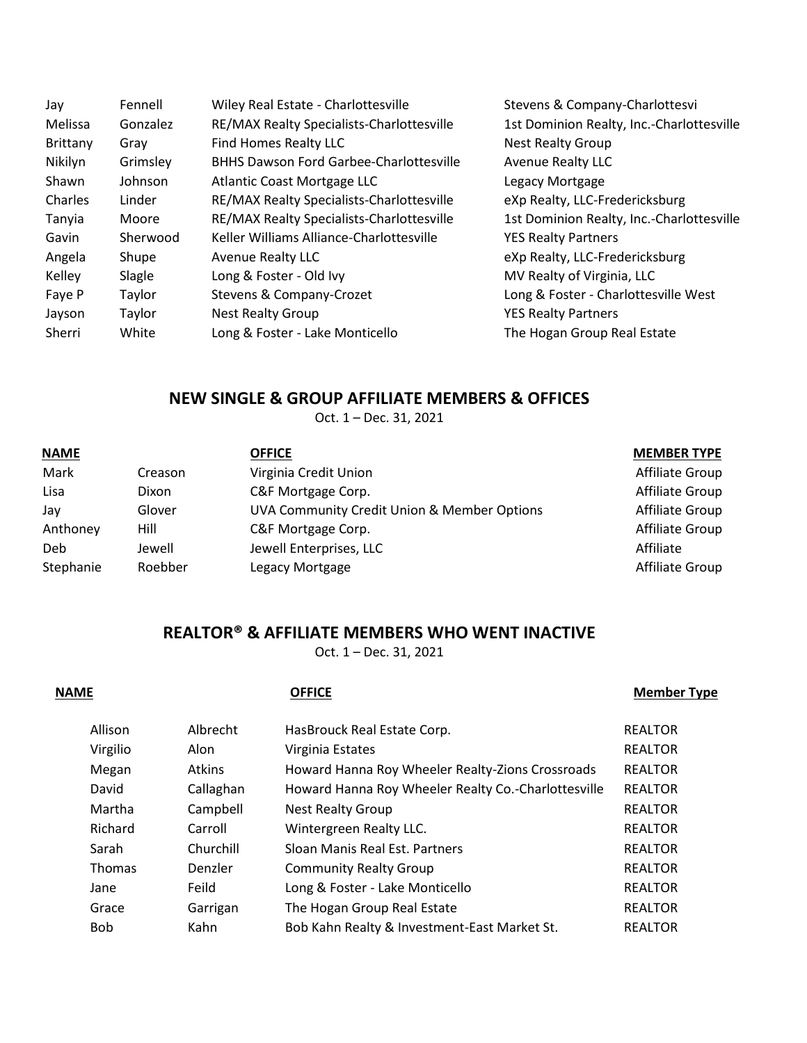| | | | |
|---|---|---|---|
| Jay | Fennell | Wiley Real Estate - Charlottesville | Stevens & Company-Charlottesvi |
| Melissa | Gonzalez | RE/MAX Realty Specialists-Charlottesville | 1st Dominion Realty, Inc.-Charlottesville |
| Brittany | Gray | Find Homes Realty LLC | Nest Realty Group |
| Nikilyn | Grimsley | BHHS Dawson Ford Garbee-Charlottesville | Avenue Realty LLC |
| Shawn | Johnson | Atlantic Coast Mortgage LLC | Legacy Mortgage |
| Charles | Linder | RE/MAX Realty Specialists-Charlottesville | eXp Realty, LLC-Fredericksburg |
| Tanyia | Moore | RE/MAX Realty Specialists-Charlottesville | 1st Dominion Realty, Inc.-Charlottesville |
| Gavin | Sherwood | Keller Williams Alliance-Charlottesville | YES Realty Partners |
| Angela | Shupe | Avenue Realty LLC | eXp Realty, LLC-Fredericksburg |
| Kelley | Slagle | Long & Foster - Old Ivy | MV Realty of Virginia, LLC |
| Faye P | Taylor | Stevens & Company-Crozet | Long & Foster - Charlottesville West |
| Jayson | Taylor | Nest Realty Group | YES Realty Partners |
| Sherri | White | Long & Foster - Lake Monticello | The Hogan Group Real Estate |

## NEW SINGLE & GROUP AFFILIATE MEMBERS & OFFICES

Oct. 1 – Dec. 31, 2021

| NAME | | OFFICE | MEMBER TYPE |
|---|---|---|---|
| Mark | Creason | Virginia Credit Union | Affiliate Group |
| Lisa | Dixon | C&F Mortgage Corp. | Affiliate Group |
| Jay | Glover | UVA Community Credit Union & Member Options | Affiliate Group |
| Anthoney | Hill | C&F Mortgage Corp. | Affiliate Group |
| Deb | Jewell | Jewell Enterprises, LLC | Affiliate |
| Stephanie | Roebber | Legacy Mortgage | Affiliate Group |

## REALTOR® & AFFILIATE MEMBERS WHO WENT INACTIVE

Oct. 1 – Dec. 31, 2021

| NAME | | OFFICE | Member Type |
|---|---|---|---|
| Allison | Albrecht | HasBrouck Real Estate Corp. | REALTOR |
| Virgilio | Alon | Virginia Estates | REALTOR |
| Megan | Atkins | Howard Hanna Roy Wheeler Realty-Zions Crossroads | REALTOR |
| David | Callaghan | Howard Hanna Roy Wheeler Realty Co.-Charlottesville | REALTOR |
| Martha | Campbell | Nest Realty Group | REALTOR |
| Richard | Carroll | Wintergreen Realty LLC. | REALTOR |
| Sarah | Churchill | Sloan Manis Real Est. Partners | REALTOR |
| Thomas | Denzler | Community Realty Group | REALTOR |
| Jane | Feild | Long & Foster - Lake Monticello | REALTOR |
| Grace | Garrigan | The Hogan Group Real Estate | REALTOR |
| Bob | Kahn | Bob Kahn Realty & Investment-East Market St. | REALTOR |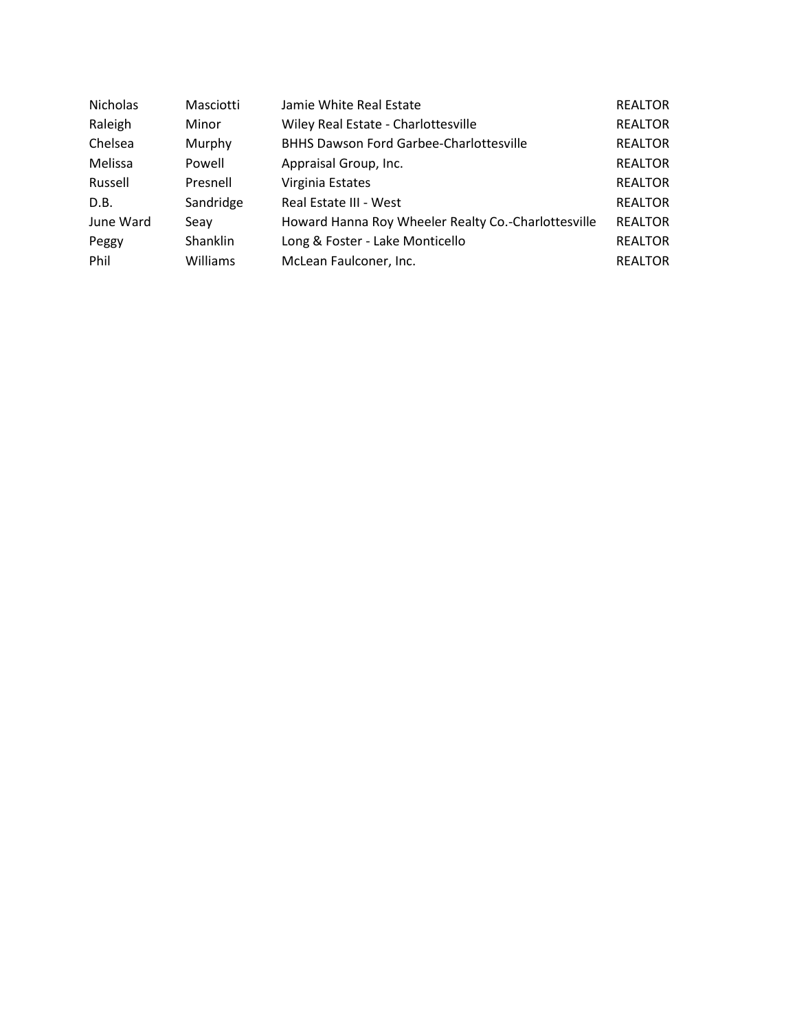| | | | |
|---|---|---|---|
| Nicholas | Masciotti | Jamie White Real Estate | REALTOR |
| Raleigh | Minor | Wiley Real Estate - Charlottesville | REALTOR |
| Chelsea | Murphy | BHHS Dawson Ford Garbee-Charlottesville | REALTOR |
| Melissa | Powell | Appraisal Group, Inc. | REALTOR |
| Russell | Presnell | Virginia Estates | REALTOR |
| D.B. | Sandridge | Real Estate III - West | REALTOR |
| June Ward | Seay | Howard Hanna Roy Wheeler Realty Co.-Charlottesville | REALTOR |
| Peggy | Shanklin | Long & Foster - Lake Monticello | REALTOR |
| Phil | Williams | McLean Faulconer, Inc. | REALTOR |